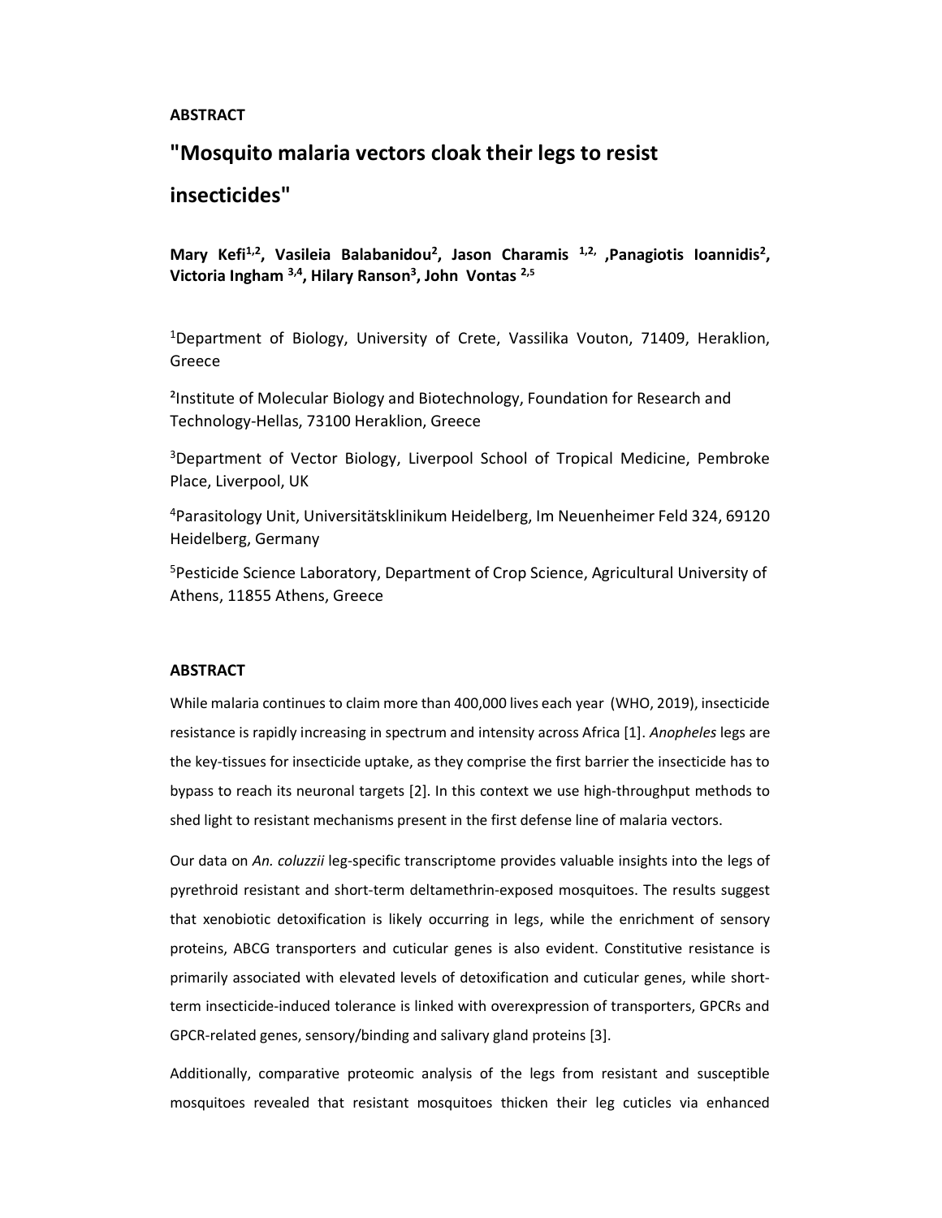**ABSTRACT**

# "Mosquito malaria vectors cloak their legs to resist insecticides"

**Mary Kefi[1,2], Vasileia Balabanidou[2], Jason Charamis [1,2], Panagiotis Ioannidis[2], Victoria Ingham [3,4], Hilary Ranson[3], John Vontas [2,5]**

[1]Department of Biology, University of Crete, Vassilika Vouton, 71409, Heraklion, Greece

[2]Institute of Molecular Biology and Biotechnology, Foundation for Research and Technology-Hellas, 73100 Heraklion, Greece

[3]Department of Vector Biology, Liverpool School of Tropical Medicine, Pembroke Place, Liverpool, UK

[4]Parasitology Unit, Universitätsklinikum Heidelberg, Im Neuenheimer Feld 324, 69120 Heidelberg, Germany

[5]Pesticide Science Laboratory, Department of Crop Science, Agricultural University of Athens, 11855 Athens, Greece

## ABSTRACT

While malaria continues to claim more than 400,000 lives each year (WHO, 2019), insecticide resistance is rapidly increasing in spectrum and intensity across Africa [1]. *Anopheles* legs are the key-tissues for insecticide uptake, as they comprise the first barrier the insecticide has to bypass to reach its neuronal targets [2]. In this context we use high-throughput methods to shed light to resistant mechanisms present in the first defense line of malaria vectors.

Our data on *An. coluzzii* leg-specific transcriptome provides valuable insights into the legs of pyrethroid resistant and short-term deltamethrin-exposed mosquitoes. The results suggest that xenobiotic detoxification is likely occurring in legs, while the enrichment of sensory proteins, ABCG transporters and cuticular genes is also evident. Constitutive resistance is primarily associated with elevated levels of detoxification and cuticular genes, while short-term insecticide-induced tolerance is linked with overexpression of transporters, GPCRs and GPCR-related genes, sensory/binding and salivary gland proteins [3].

Additionally, comparative proteomic analysis of the legs from resistant and susceptible mosquitoes revealed that resistant mosquitoes thicken their leg cuticles via enhanced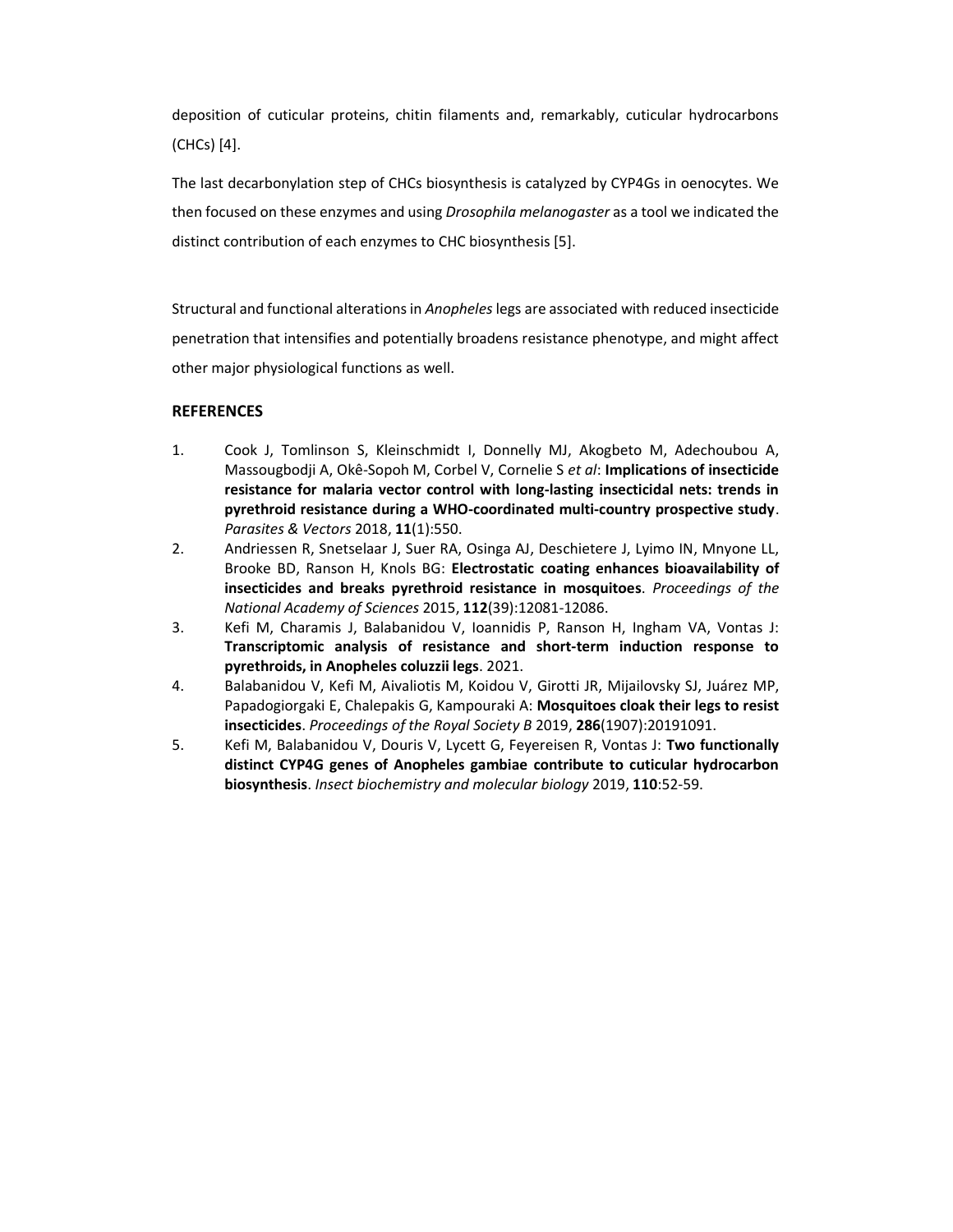deposition of cuticular proteins, chitin filaments and, remarkably, cuticular hydrocarbons (CHCs) [4].

The last decarbonylation step of CHCs biosynthesis is catalyzed by CYP4Gs in oenocytes. We then focused on these enzymes and using *Drosophila melanogaster* as a tool we indicated the distinct contribution of each enzymes to CHC biosynthesis [5].

Structural and functional alterations in *Anopheles* legs are associated with reduced insecticide penetration that intensifies and potentially broadens resistance phenotype, and might affect other major physiological functions as well.

## REFERENCES

1. Cook J, Tomlinson S, Kleinschmidt I, Donnelly MJ, Akogbeto M, Adechoubou A, Massougbodji A, Okê-Sopoh M, Corbel V, Cornelie S *et al*: **Implications of insecticide resistance for malaria vector control with long-lasting insecticidal nets: trends in pyrethroid resistance during a WHO-coordinated multi-country prospective study**. *Parasites & Vectors* 2018, **11**(1):550.
2. Andriessen R, Snetselaar J, Suer RA, Osinga AJ, Deschietere J, Lyimo IN, Mnyone LL, Brooke BD, Ranson H, Knols BG: **Electrostatic coating enhances bioavailability of insecticides and breaks pyrethroid resistance in mosquitoes**. *Proceedings of the National Academy of Sciences* 2015, **112**(39):12081-12086.
3. Kefi M, Charamis J, Balabanidou V, Ioannidis P, Ranson H, Ingham VA, Vontas J: **Transcriptomic analysis of resistance and short-term induction response to pyrethroids, in Anopheles coluzzii legs**. 2021.
4. Balabanidou V, Kefi M, Aivaliotis M, Koidou V, Girotti JR, Mijailovsky SJ, Juárez MP, Papadogiorgaki E, Chalepakis G, Kampouraki A: **Mosquitoes cloak their legs to resist insecticides**. *Proceedings of the Royal Society B* 2019, **286**(1907):20191091.
5. Kefi M, Balabanidou V, Douris V, Lycett G, Feyereisen R, Vontas J: **Two functionally distinct CYP4G genes of Anopheles gambiae contribute to cuticular hydrocarbon biosynthesis**. *Insect biochemistry and molecular biology* 2019, **110**:52-59.